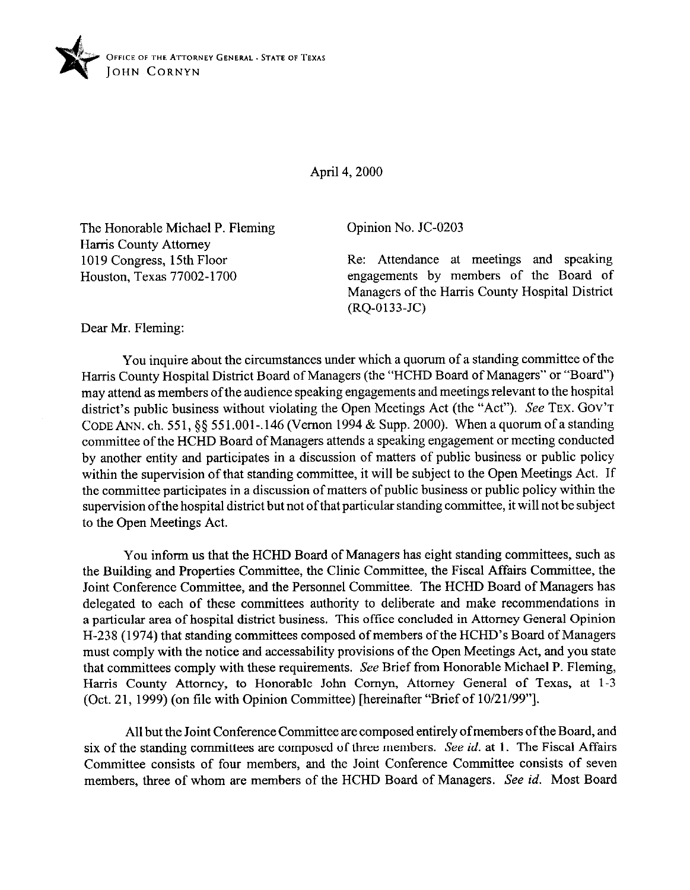OFFICE OF THE ATTORNEY GENERAL · STATE OF TEXAS
JOHN CORNYN

April 4, 2000

The Honorable Michael P. Fleming
Harris County Attorney
1019 Congress, 15th Floor
Houston, Texas 77002-1700

Opinion No. JC-0203

Re: Attendance at meetings and speaking engagements by members of the Board of Managers of the Harris County Hospital District (RQ-0133-JC)

Dear Mr. Fleming:

You inquire about the circumstances under which a quorum of a standing committee of the Harris County Hospital District Board of Managers (the "HCHD Board of Managers" or "Board") may attend as members of the audience speaking engagements and meetings relevant to the hospital district's public business without violating the Open Meetings Act (the "Act"). *See* TEX. GOV'T CODE ANN. ch. 551, §§ 551.001-.146 (Vernon 1994 & Supp. 2000). When a quorum of a standing committee of the HCHD Board of Managers attends a speaking engagement or meeting conducted by another entity and participates in a discussion of matters of public business or public policy within the supervision of that standing committee, it will be subject to the Open Meetings Act. If the committee participates in a discussion of matters of public business or public policy within the supervision of the hospital district but not of that particular standing committee, it will not be subject to the Open Meetings Act.

You inform us that the HCHD Board of Managers has eight standing committees, such as the Building and Properties Committee, the Clinic Committee, the Fiscal Affairs Committee, the Joint Conference Committee, and the Personnel Committee. The HCHD Board of Managers has delegated to each of these committees authority to deliberate and make recommendations in a particular area of hospital district business. This office concluded in Attorney General Opinion H-238 (1974) that standing committees composed of members of the HCHD's Board of Managers must comply with the notice and accessability provisions of the Open Meetings Act, and you state that committees comply with these requirements. *See* Brief from Honorable Michael P. Fleming, Harris County Attorney, to Honorable John Cornyn, Attorney General of Texas, at 1-3 (Oct. 21, 1999) (on file with Opinion Committee) [hereinafter "Brief of 10/21/99"].

All but the Joint Conference Committee are composed entirely of members of the Board, and six of the standing committees are composed of three members. *See id.* at 1. The Fiscal Affairs Committee consists of four members, and the Joint Conference Committee consists of seven members, three of whom are members of the HCHD Board of Managers. *See id.* Most Board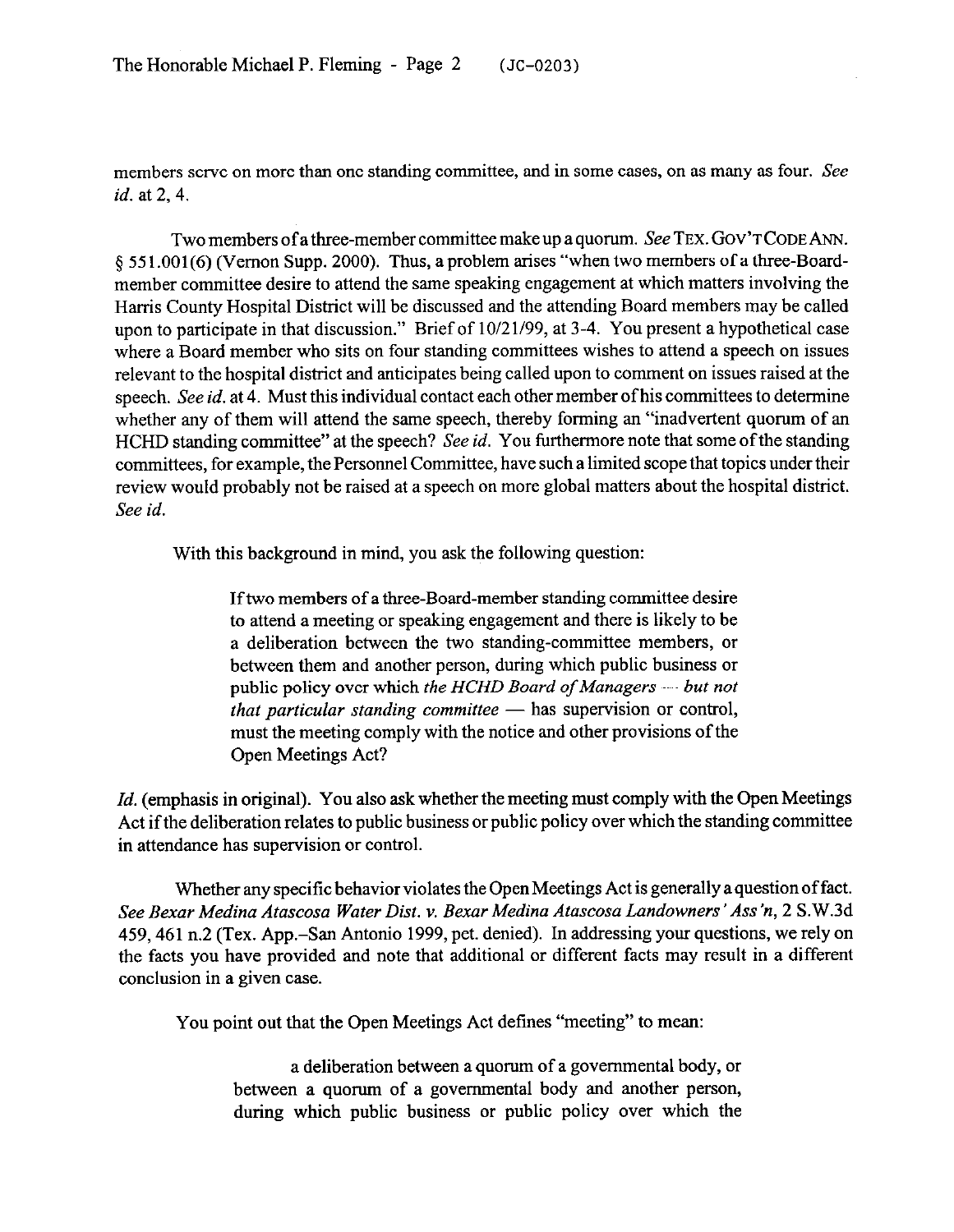members serve on more than one standing committee, and in some cases, on as many as four. *See id.* at 2, 4.

Two members of a three-member committee make up a quorum. *See* TEX. GOV'T CODE ANN. § 551.001(6) (Vernon Supp. 2000). Thus, a problem arises "when two members of a three-Board-member committee desire to attend the same speaking engagement at which matters involving the Harris County Hospital District will be discussed and the attending Board members may be called upon to participate in that discussion." Brief of 10/21/99, at 3-4. You present a hypothetical case where a Board member who sits on four standing committees wishes to attend a speech on issues relevant to the hospital district and anticipates being called upon to comment on issues raised at the speech. *See id.* at 4. Must this individual contact each other member of his committees to determine whether any of them will attend the same speech, thereby forming an "inadvertent quorum of an HCHD standing committee" at the speech? *See id.* You furthermore note that some of the standing committees, for example, the Personnel Committee, have such a limited scope that topics under their review would probably not be raised at a speech on more global matters about the hospital district. *See id.*

With this background in mind, you ask the following question:

> If two members of a three-Board-member standing committee desire to attend a meeting or speaking engagement and there is likely to be a deliberation between the two standing-committee members, or between them and another person, during which public business or public policy over which *the HCHD Board of Managers — but not that particular standing committee* — has supervision or control, must the meeting comply with the notice and other provisions of the Open Meetings Act?

*Id.* (emphasis in original). You also ask whether the meeting must comply with the Open Meetings Act if the deliberation relates to public business or public policy over which the standing committee in attendance has supervision or control.

Whether any specific behavior violates the Open Meetings Act is generally a question of fact. *See Bexar Medina Atascosa Water Dist. v. Bexar Medina Atascosa Landowners' Ass'n*, 2 S.W.3d 459, 461 n.2 (Tex. App.–San Antonio 1999, pet. denied). In addressing your questions, we rely on the facts you have provided and note that additional or different facts may result in a different conclusion in a given case.

You point out that the Open Meetings Act defines "meeting" to mean:

> a deliberation between a quorum of a governmental body, or between a quorum of a governmental body and another person, during which public business or public policy over which the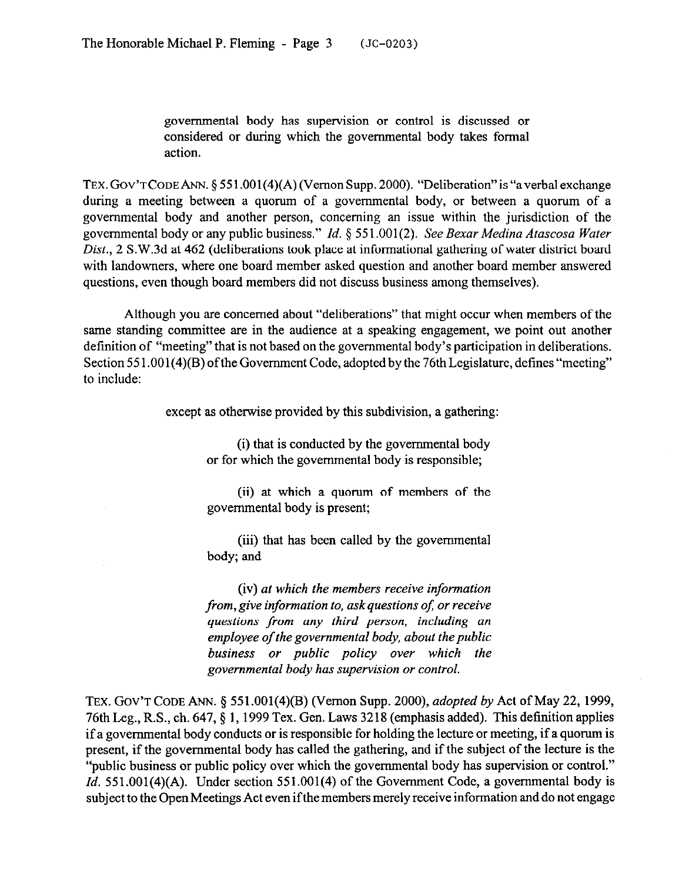> governmental body has supervision or control is discussed or considered or during which the governmental body takes formal action.

TEX. GOV'T CODE ANN. § 551.001(4)(A) (Vernon Supp. 2000). "Deliberation" is "a verbal exchange during a meeting between a quorum of a governmental body, or between a quorum of a governmental body and another person, concerning an issue within the jurisdiction of the governmental body or any public business." *Id.* § 551.001(2). *See Bexar Medina Atascosa Water Dist.*, 2 S.W.3d at 462 (deliberations took place at informational gathering of water district board with landowners, where one board member asked question and another board member answered questions, even though board members did not discuss business among themselves).

Although you are concerned about "deliberations" that might occur when members of the same standing committee are in the audience at a speaking engagement, we point out another definition of "meeting" that is not based on the governmental body's participation in deliberations. Section 551.001(4)(B) of the Government Code, adopted by the 76th Legislature, defines "meeting" to include:

> except as otherwise provided by this subdivision, a gathering:
>
> (i) that is conducted by the governmental body or for which the governmental body is responsible;
>
> (ii) at which a quorum of members of the governmental body is present;
>
> (iii) that has been called by the governmental body; and
>
> (iv) *at which the members receive information from, give information to, ask questions of, or receive questions from any third person, including an employee of the governmental body, about the public business or public policy over which the governmental body has supervision or control.*

TEX. GOV'T CODE ANN. § 551.001(4)(B) (Vernon Supp. 2000), *adopted by* Act of May 22, 1999, 76th Leg., R.S., ch. 647, § 1, 1999 Tex. Gen. Laws 3218 (emphasis added). This definition applies if a governmental body conducts or is responsible for holding the lecture or meeting, if a quorum is present, if the governmental body has called the gathering, and if the subject of the lecture is the "public business or public policy over which the governmental body has supervision or control." *Id.* 551.001(4)(A). Under section 551.001(4) of the Government Code, a governmental body is subject to the Open Meetings Act even if the members merely receive information and do not engage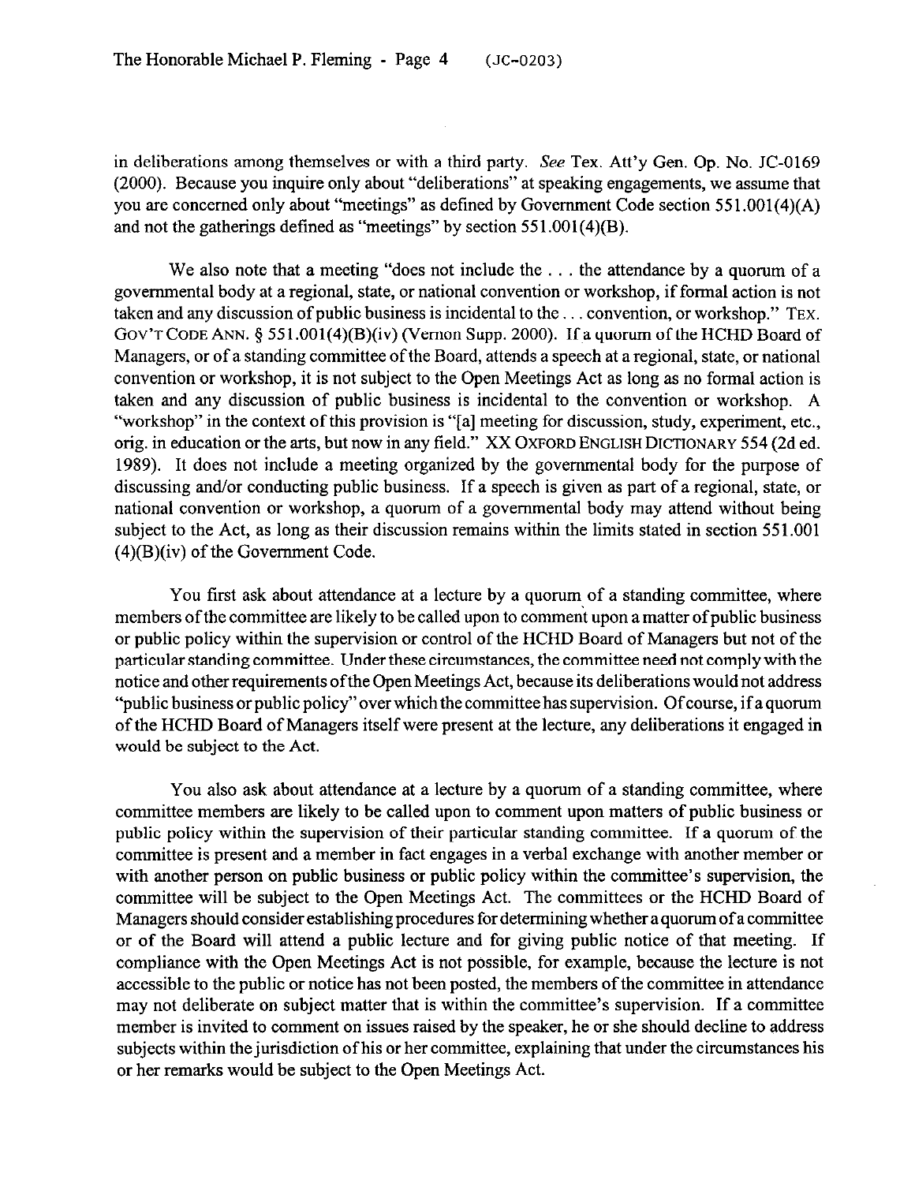in deliberations among themselves or with a third party. *See* Tex. Att'y Gen. Op. No. JC-0169 (2000). Because you inquire only about "deliberations" at speaking engagements, we assume that you are concerned only about "meetings" as defined by Government Code section 551.001(4)(A) and not the gatherings defined as "meetings" by section 551.001(4)(B).

We also note that a meeting "does not include the . . . the attendance by a quorum of a governmental body at a regional, state, or national convention or workshop, if formal action is not taken and any discussion of public business is incidental to the . . . convention, or workshop." TEX. GOV'T CODE ANN. § 551.001(4)(B)(iv) (Vernon Supp. 2000). If a quorum of the HCHD Board of Managers, or of a standing committee of the Board, attends a speech at a regional, state, or national convention or workshop, it is not subject to the Open Meetings Act as long as no formal action is taken and any discussion of public business is incidental to the convention or workshop. A "workshop" in the context of this provision is "[a] meeting for discussion, study, experiment, etc., orig. in education or the arts, but now in any field." XX OXFORD ENGLISH DICTIONARY 554 (2d ed. 1989). It does not include a meeting organized by the governmental body for the purpose of discussing and/or conducting public business. If a speech is given as part of a regional, state, or national convention or workshop, a quorum of a governmental body may attend without being subject to the Act, as long as their discussion remains within the limits stated in section 551.001 (4)(B)(iv) of the Government Code.

You first ask about attendance at a lecture by a quorum of a standing committee, where members of the committee are likely to be called upon to comment upon a matter of public business or public policy within the supervision or control of the HCHD Board of Managers but not of the particular standing committee. Under these circumstances, the committee need not comply with the notice and other requirements of the Open Meetings Act, because its deliberations would not address "public business or public policy" over which the committee has supervision. Of course, if a quorum of the HCHD Board of Managers itself were present at the lecture, any deliberations it engaged in would be subject to the Act.

You also ask about attendance at a lecture by a quorum of a standing committee, where committee members are likely to be called upon to comment upon matters of public business or public policy within the supervision of their particular standing committee. If a quorum of the committee is present and a member in fact engages in a verbal exchange with another member or with another person on public business or public policy within the committee's supervision, the committee will be subject to the Open Meetings Act. The committees or the HCHD Board of Managers should consider establishing procedures for determining whether a quorum of a committee or of the Board will attend a public lecture and for giving public notice of that meeting. If compliance with the Open Meetings Act is not possible, for example, because the lecture is not accessible to the public or notice has not been posted, the members of the committee in attendance may not deliberate on subject matter that is within the committee's supervision. If a committee member is invited to comment on issues raised by the speaker, he or she should decline to address subjects within the jurisdiction of his or her committee, explaining that under the circumstances his or her remarks would be subject to the Open Meetings Act.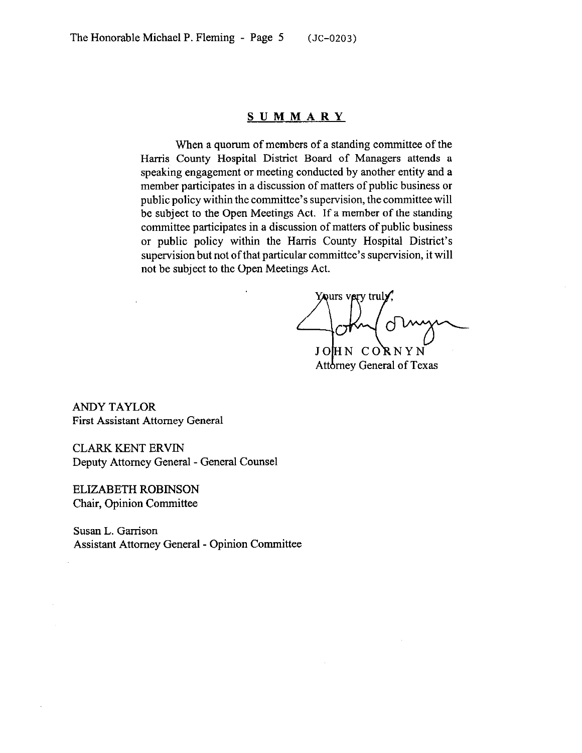## SUMMARY

When a quorum of members of a standing committee of the Harris County Hospital District Board of Managers attends a speaking engagement or meeting conducted by another entity and a member participates in a discussion of matters of public business or public policy within the committee's supervision, the committee will be subject to the Open Meetings Act. If a member of the standing committee participates in a discussion of matters of public business or public policy within the Harris County Hospital District's supervision but not of that particular committee's supervision, it will not be subject to the Open Meetings Act.

Yours very truly,

JOHN CORNYN
Attorney General of Texas

ANDY TAYLOR
First Assistant Attorney General

CLARK KENT ERVIN
Deputy Attorney General - General Counsel

ELIZABETH ROBINSON
Chair, Opinion Committee

Susan L. Garrison
Assistant Attorney General - Opinion Committee